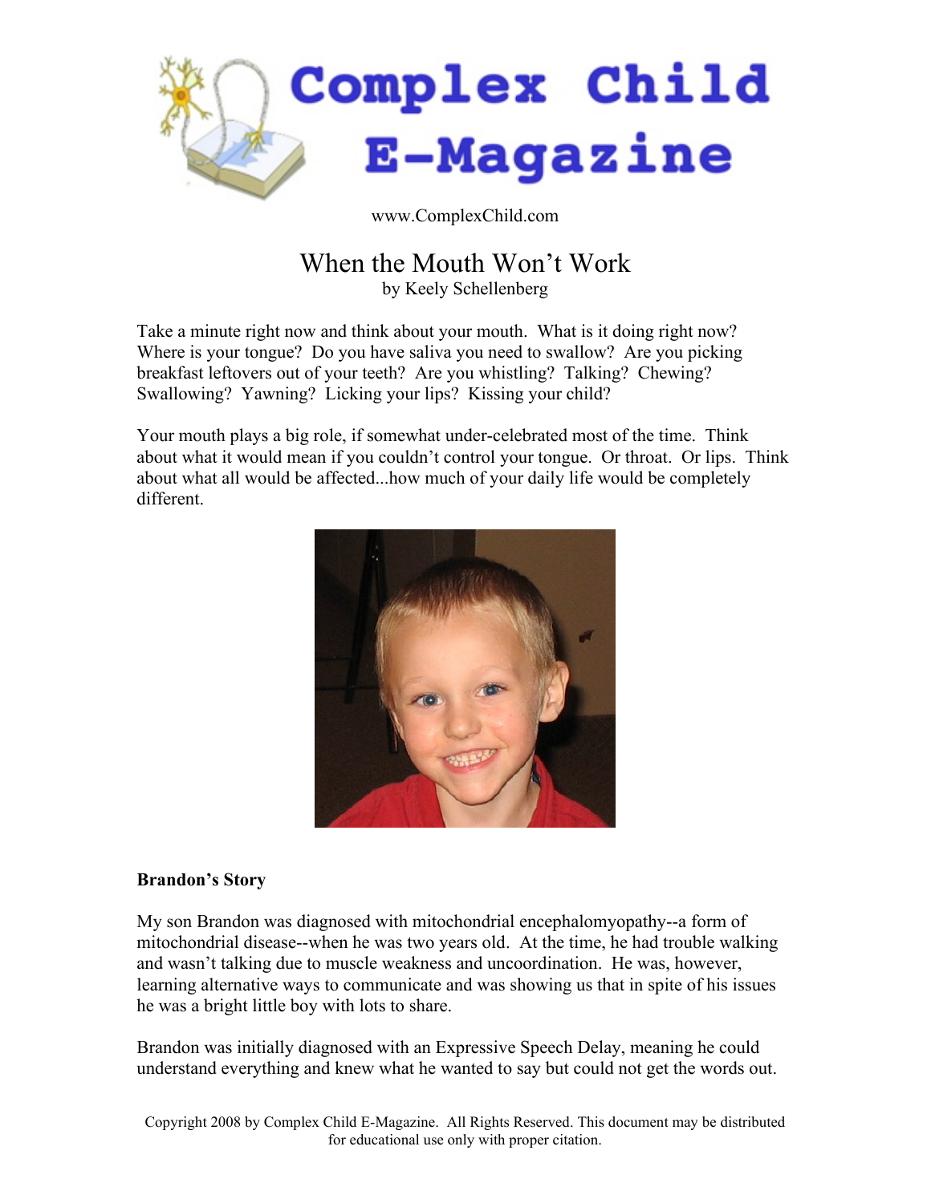# Complex Child E-Magazine

www.ComplexChild.com

## When the Mouth Won't Work

by Keely Schellenberg

Take a minute right now and think about your mouth. What is it doing right now? Where is your tongue? Do you have saliva you need to swallow? Are you picking breakfast leftovers out of your teeth? Are you whistling? Talking? Chewing? Swallowing? Yawning? Licking your lips? Kissing your child?

Your mouth plays a big role, if somewhat under-celebrated most of the time. Think about what it would mean if you couldn't control your tongue. Or throat. Or lips. Think about what all would be affected...how much of your daily life would be completely different.

**Brandon's Story**

My son Brandon was diagnosed with mitochondrial encephalomyopathy--a form of mitochondrial disease--when he was two years old. At the time, he had trouble walking and wasn't talking due to muscle weakness and uncoordination. He was, however, learning alternative ways to communicate and was showing us that in spite of his issues he was a bright little boy with lots to share.

Brandon was initially diagnosed with an Expressive Speech Delay, meaning he could understand everything and knew what he wanted to say but could not get the words out.

Copyright 2008 by Complex Child E-Magazine. All Rights Reserved. This document may be distributed for educational use only with proper citation.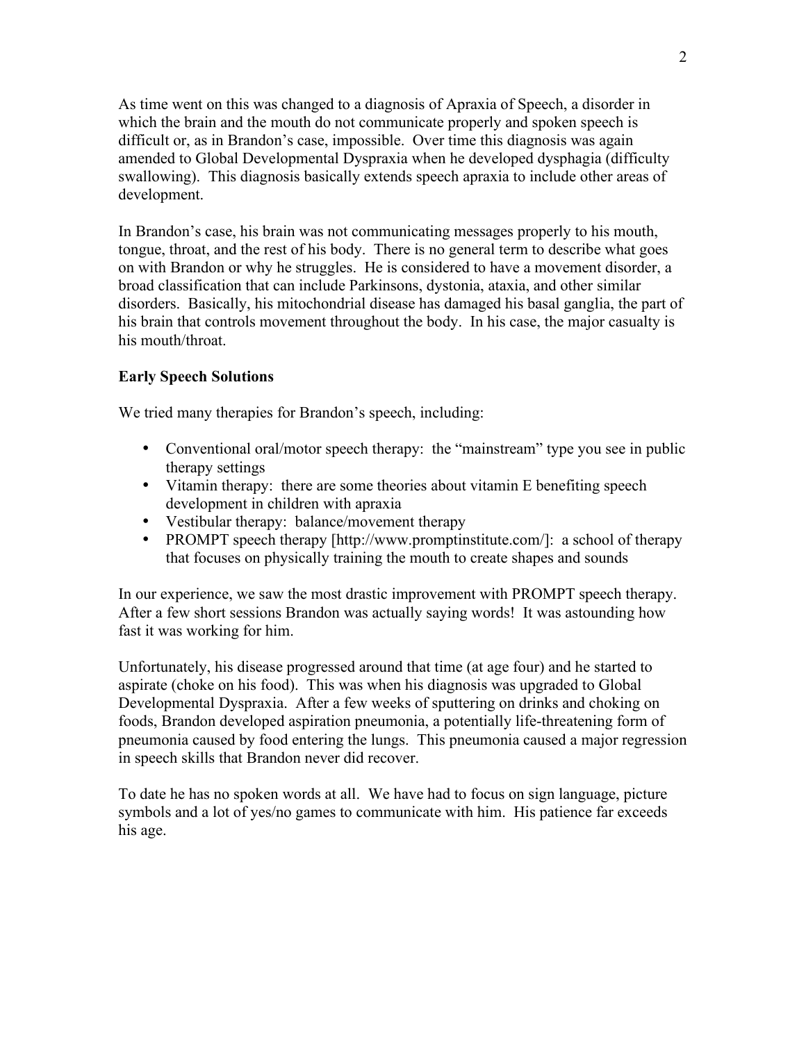As time went on this was changed to a diagnosis of Apraxia of Speech, a disorder in which the brain and the mouth do not communicate properly and spoken speech is difficult or, as in Brandon's case, impossible. Over time this diagnosis was again amended to Global Developmental Dyspraxia when he developed dysphagia (difficulty swallowing). This diagnosis basically extends speech apraxia to include other areas of development.

In Brandon's case, his brain was not communicating messages properly to his mouth, tongue, throat, and the rest of his body. There is no general term to describe what goes on with Brandon or why he struggles. He is considered to have a movement disorder, a broad classification that can include Parkinsons, dystonia, ataxia, and other similar disorders. Basically, his mitochondrial disease has damaged his basal ganglia, the part of his brain that controls movement throughout the body. In his case, the major casualty is his mouth/throat.

**Early Speech Solutions**

We tried many therapies for Brandon's speech, including:

- Conventional oral/motor speech therapy: the "mainstream" type you see in public therapy settings
- Vitamin therapy: there are some theories about vitamin E benefiting speech development in children with apraxia
- Vestibular therapy: balance/movement therapy
- PROMPT speech therapy [http://www.promptinstitute.com/]: a school of therapy that focuses on physically training the mouth to create shapes and sounds

In our experience, we saw the most drastic improvement with PROMPT speech therapy. After a few short sessions Brandon was actually saying words! It was astounding how fast it was working for him.

Unfortunately, his disease progressed around that time (at age four) and he started to aspirate (choke on his food). This was when his diagnosis was upgraded to Global Developmental Dyspraxia. After a few weeks of sputtering on drinks and choking on foods, Brandon developed aspiration pneumonia, a potentially life-threatening form of pneumonia caused by food entering the lungs. This pneumonia caused a major regression in speech skills that Brandon never did recover.

To date he has no spoken words at all. We have had to focus on sign language, picture symbols and a lot of yes/no games to communicate with him. His patience far exceeds his age.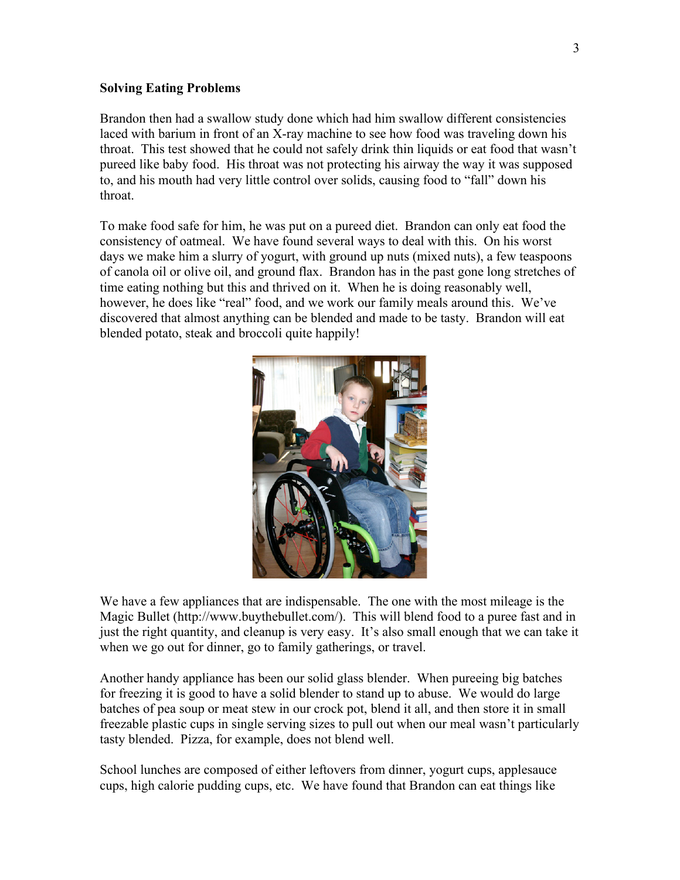**Solving Eating Problems**

Brandon then had a swallow study done which had him swallow different consistencies laced with barium in front of an X-ray machine to see how food was traveling down his throat. This test showed that he could not safely drink thin liquids or eat food that wasn't pureed like baby food. His throat was not protecting his airway the way it was supposed to, and his mouth had very little control over solids, causing food to "fall" down his throat.

To make food safe for him, he was put on a pureed diet. Brandon can only eat food the consistency of oatmeal. We have found several ways to deal with this. On his worst days we make him a slurry of yogurt, with ground up nuts (mixed nuts), a few teaspoons of canola oil or olive oil, and ground flax. Brandon has in the past gone long stretches of time eating nothing but this and thrived on it. When he is doing reasonably well, however, he does like "real" food, and we work our family meals around this. We've discovered that almost anything can be blended and made to be tasty. Brandon will eat blended potato, steak and broccoli quite happily!

We have a few appliances that are indispensable. The one with the most mileage is the Magic Bullet (http://www.buythebullet.com/). This will blend food to a puree fast and in just the right quantity, and cleanup is very easy. It's also small enough that we can take it when we go out for dinner, go to family gatherings, or travel.

Another handy appliance has been our solid glass blender. When pureeing big batches for freezing it is good to have a solid blender to stand up to abuse. We would do large batches of pea soup or meat stew in our crock pot, blend it all, and then store it in small freezable plastic cups in single serving sizes to pull out when our meal wasn't particularly tasty blended. Pizza, for example, does not blend well.

School lunches are composed of either leftovers from dinner, yogurt cups, applesauce cups, high calorie pudding cups, etc. We have found that Brandon can eat things like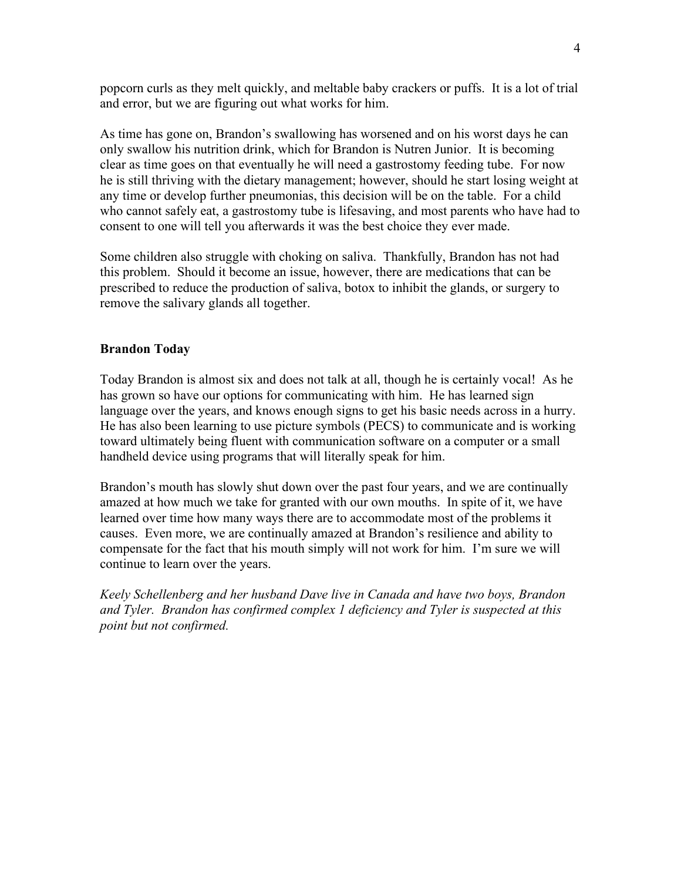popcorn curls as they melt quickly, and meltable baby crackers or puffs. It is a lot of trial and error, but we are figuring out what works for him.

As time has gone on, Brandon's swallowing has worsened and on his worst days he can only swallow his nutrition drink, which for Brandon is Nutren Junior. It is becoming clear as time goes on that eventually he will need a gastrostomy feeding tube. For now he is still thriving with the dietary management; however, should he start losing weight at any time or develop further pneumonias, this decision will be on the table. For a child who cannot safely eat, a gastrostomy tube is lifesaving, and most parents who have had to consent to one will tell you afterwards it was the best choice they ever made.

Some children also struggle with choking on saliva. Thankfully, Brandon has not had this problem. Should it become an issue, however, there are medications that can be prescribed to reduce the production of saliva, botox to inhibit the glands, or surgery to remove the salivary glands all together.

**Brandon Today**

Today Brandon is almost six and does not talk at all, though he is certainly vocal! As he has grown so have our options for communicating with him. He has learned sign language over the years, and knows enough signs to get his basic needs across in a hurry. He has also been learning to use picture symbols (PECS) to communicate and is working toward ultimately being fluent with communication software on a computer or a small handheld device using programs that will literally speak for him.

Brandon's mouth has slowly shut down over the past four years, and we are continually amazed at how much we take for granted with our own mouths. In spite of it, we have learned over time how many ways there are to accommodate most of the problems it causes. Even more, we are continually amazed at Brandon's resilience and ability to compensate for the fact that his mouth simply will not work for him. I'm sure we will continue to learn over the years.

*Keely Schellenberg and her husband Dave live in Canada and have two boys, Brandon and Tyler. Brandon has confirmed complex 1 deficiency and Tyler is suspected at this point but not confirmed.*